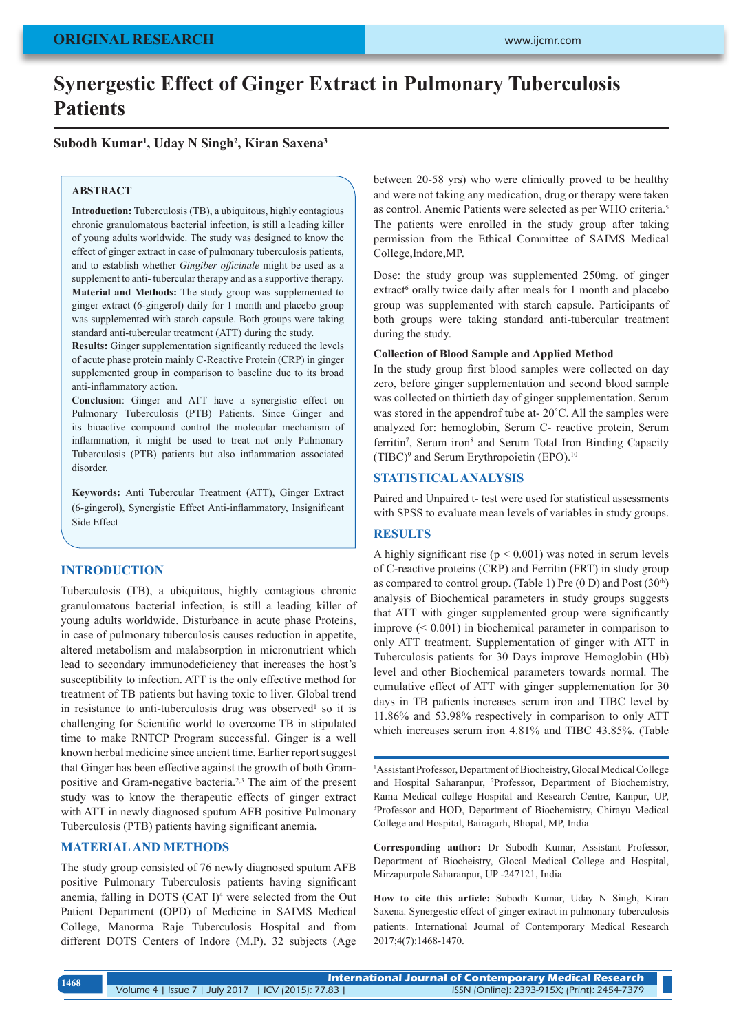ORIGINAL RESEARCH

# Synergestic Effect of Ginger Extract in Pulmonary Tuberculosis Patients

**Subodh Kumar[1], Uday N Singh[2], Kiran Saxena[3]**

## ABSTRACT

**Introduction:** Tuberculosis (TB), a ubiquitous, highly contagious chronic granulomatous bacterial infection, is still a leading killer of young adults worldwide. The study was designed to know the effect of ginger extract in case of pulmonary tuberculosis patients, and to establish whether *Gingiber officinale* might be used as a supplement to anti- tubercular therapy and as a supportive therapy.
**Material and Methods:** The study group was supplemented to ginger extract (6-gingerol) daily for 1 month and placebo group was supplemented with starch capsule. Both groups were taking standard anti-tubercular treatment (ATT) during the study.
**Results:** Ginger supplementation significantly reduced the levels of acute phase protein mainly C-Reactive Protein (CRP) in ginger supplemented group in comparison to baseline due to its broad anti-inflammatory action.
**Conclusion**: Ginger and ATT have a synergistic effect on Pulmonary Tuberculosis (PTB) Patients. Since Ginger and its bioactive compound control the molecular mechanism of inflammation, it might be used to treat not only Pulmonary Tuberculosis (PTB) patients but also inflammation associated disorder.

**Keywords:** Anti Tubercular Treatment (ATT), Ginger Extract (6-gingerol), Synergistic Effect Anti-inflammatory, Insignificant Side Effect

## INTRODUCTION

Tuberculosis (TB), a ubiquitous, highly contagious chronic granulomatous bacterial infection, is still a leading killer of young adults worldwide. Disturbance in acute phase Proteins, in case of pulmonary tuberculosis causes reduction in appetite, altered metabolism and malabsorption in micronutrient which lead to secondary immunodeficiency that increases the host's susceptibility to infection. ATT is the only effective method for treatment of TB patients but having toxic to liver. Global trend in resistance to anti-tuberculosis drug was observed[1] so it is challenging for Scientific world to overcome TB in stipulated time to make RNTCP Program successful. Ginger is a well known herbal medicine since ancient time. Earlier report suggest that Ginger has been effective against the growth of both Gram-positive and Gram-negative bacteria.[2,3] The aim of the present study was to know the therapeutic effects of ginger extract with ATT in newly diagnosed sputum AFB positive Pulmonary Tuberculosis (PTB) patients having significant anemia**.**

## MATERIAL AND METHODS

The study group consisted of 76 newly diagnosed sputum AFB positive Pulmonary Tuberculosis patients having significant anemia, falling in DOTS (CAT I)[4] were selected from the Out Patient Department (OPD) of Medicine in SAIMS Medical College, Manorma Raje Tuberculosis Hospital and from different DOTS Centers of Indore (M.P). 32 subjects (Age between 20-58 yrs) who were clinically proved to be healthy and were not taking any medication, drug or therapy were taken as control. Anemic Patients were selected as per WHO criteria.[5] The patients were enrolled in the study group after taking permission from the Ethical Committee of SAIMS Medical College,Indore,MP.

Dose: the study group was supplemented 250mg. of ginger extract[6] orally twice daily after meals for 1 month and placebo group was supplemented with starch capsule. Participants of both groups were taking standard anti-tubercular treatment during the study.

### Collection of Blood Sample and Applied Method

In the study group first blood samples were collected on day zero, before ginger supplementation and second blood sample was collected on thirtieth day of ginger supplementation. Serum was stored in the appendrof tube at- 20˚C. All the samples were analyzed for: hemoglobin, Serum C- reactive protein, Serum ferritin[7], Serum iron[8] and Serum Total Iron Binding Capacity (TIBC)[9] and Serum Erythropoietin (EPO).[10]

## STATISTICAL ANALYSIS

Paired and Unpaired t- test were used for statistical assessments with SPSS to evaluate mean levels of variables in study groups.

## RESULTS

A highly significant rise ($p < 0.001$) was noted in serum levels of C-reactive proteins (CRP) and Ferritin (FRT) in study group as compared to control group. (Table 1) Pre (0 D) and Post (30th) analysis of Biochemical parameters in study groups suggests that ATT with ginger supplemented group were significantly improve (< 0.001) in biochemical parameter in comparison to only ATT treatment. Supplementation of ginger with ATT in Tuberculosis patients for 30 Days improve Hemoglobin (Hb) level and other Biochemical parameters towards normal. The cumulative effect of ATT with ginger supplementation for 30 days in TB patients increases serum iron and TIBC level by 11.86% and 53.98% respectively in comparison to only ATT which increases serum iron 4.81% and TIBC 43.85%. (Table

---

[1]Assistant Professor, Department of Biocheistry, Glocal Medical College and Hospital Saharanpur, [2]Professor, Department of Biochemistry, Rama Medical college Hospital and Research Centre, Kanpur, UP, [3]Professor and HOD, Department of Biochemistry, Chirayu Medical College and Hospital, Bairagarh, Bhopal, MP, India

**Corresponding author:** Dr Subodh Kumar, Assistant Professor, Department of Biocheistry, Glocal Medical College and Hospital, Mirzapurpole Saharanpur, UP -247121, India

**How to cite this article:** Subodh Kumar, Uday N Singh, Kiran Saxena. Synergestic effect of ginger extract in pulmonary tuberculosis patients. International Journal of Contemporary Medical Research 2017;4(7):1468-1470.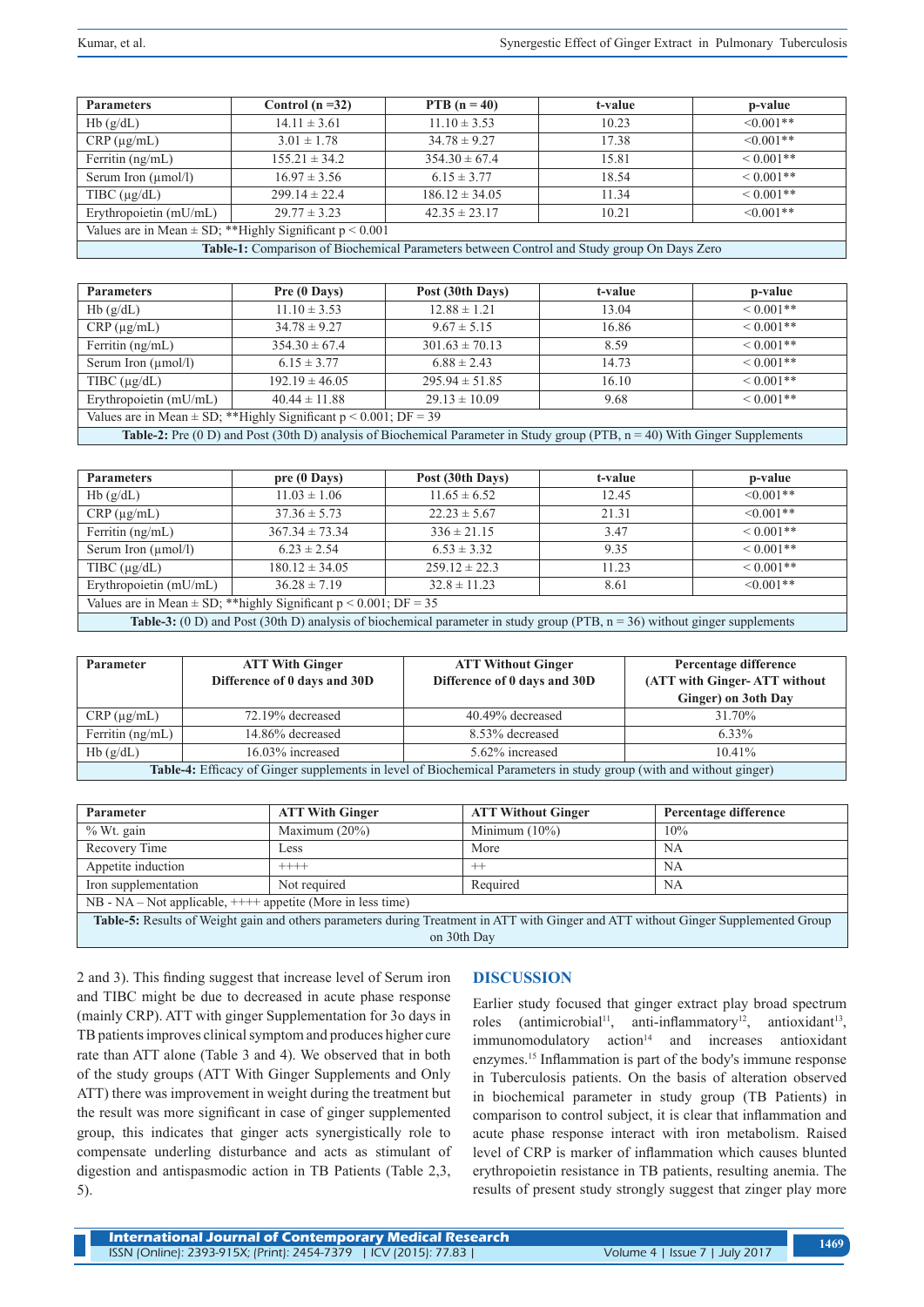| Parameters | Control (n =32) | PTB (n = 40) | t-value | p-value |
|---|---|---|---|---|
| Hb (g/dL) | 14.11 ± 3.61 | 11.10 ± 3.53 | 10.23 | <0.001** |
| CRP (µg/mL) | 3.01 ± 1.78 | 34.78 ± 9.27 | 17.38 | <0.001** |
| Ferritin (ng/mL) | 155.21 ± 34.2 | 354.30 ± 67.4 | 15.81 | < 0.001** |
| Serum Iron (µmol/l) | 16.97 ± 3.56 | 6.15 ± 3.77 | 18.54 | < 0.001** |
| TIBC (µg/dL) | 299.14 ± 22.4 | 186.12 ± 34.05 | 11.34 | < 0.001** |
| Erythropoietin (mU/mL) | 29.77 ± 3.23 | 42.35 ± 23.17 | 10.21 | <0.001** |

Values are in Mean ± SD; **Highly Significant p < 0.001

**Table-1:** Comparison of Biochemical Parameters between Control and Study group On Days Zero

| Parameters | Pre (0 Days) | Post (30th Days) | t-value | p-value |
|---|---|---|---|---|
| Hb (g/dL) | 11.10 ± 3.53 | 12.88 ± 1.21 | 13.04 | < 0.001** |
| CRP (µg/mL) | 34.78 ± 9.27 | 9.67 ± 5.15 | 16.86 | < 0.001** |
| Ferritin (ng/mL) | 354.30 ± 67.4 | 301.63 ± 70.13 | 8.59 | < 0.001** |
| Serum Iron (µmol/l) | 6.15 ± 3.77 | 6.88 ± 2.43 | 14.73 | < 0.001** |
| TIBC (µg/dL) | 192.19 ± 46.05 | 295.94 ± 51.85 | 16.10 | < 0.001** |
| Erythropoietin (mU/mL) | 40.44 ± 11.88 | 29.13 ± 10.09 | 9.68 | < 0.001** |

Values are in Mean ± SD; **Highly Significant p < 0.001; DF = 39

**Table-2:** Pre (0 D) and Post (30th D) analysis of Biochemical Parameter in Study group (PTB, n = 40) With Ginger Supplements

| Parameters | pre (0 Days) | Post (30th Days) | t-value | p-value |
|---|---|---|---|---|
| Hb (g/dL) | 11.03 ± 1.06 | 11.65 ± 6.52 | 12.45 | <0.001** |
| CRP (µg/mL) | 37.36 ± 5.73 | 22.23 ± 5.67 | 21.31 | <0.001** |
| Ferritin (ng/mL) | 367.34 ± 73.34 | 336 ± 21.15 | 3.47 | < 0.001** |
| Serum Iron (µmol/l) | 6.23 ± 2.54 | 6.53 ± 3.32 | 9.35 | < 0.001** |
| TIBC (µg/dL) | 180.12 ± 34.05 | 259.12 ± 22.3 | 11.23 | < 0.001** |
| Erythropoietin (mU/mL) | 36.28 ± 7.19 | 32.8 ± 11.23 | 8.61 | <0.001** |

Values are in Mean ± SD; **highly Significant p < 0.001; DF = 35

**Table-3:** (0 D) and Post (30th D) analysis of biochemical parameter in study group (PTB, n = 36) without ginger supplements

| Parameter | ATT With Ginger Difference of 0 days and 30D | ATT Without Ginger Difference of 0 days and 30D | Percentage difference (ATT with Ginger- ATT without Ginger) on 3oth Day |
|---|---|---|---|
| CRP (µg/mL) | 72.19% decreased | 40.49% decreased | 31.70% |
| Ferritin (ng/mL) | 14.86% decreased | 8.53% decreased | 6.33% |
| Hb (g/dL) | 16.03% increased | 5.62% increased | 10.41% |

**Table-4:** Efficacy of Ginger supplements in level of Biochemical Parameters in study group (with and without ginger)

| Parameter | ATT With Ginger | ATT Without Ginger | Percentage difference |
|---|---|---|---|
| % Wt. gain | Maximum (20%) | Minimum (10%) | 10% |
| Recovery Time | Less | More | NA |
| Appetite induction | ++++ | ++ | NA |
| Iron supplementation | Not required | Required | NA |

NB - NA – Not applicable, ++++ appetite (More in less time)

**Table-5:** Results of Weight gain and others parameters during Treatment in ATT with Ginger and ATT without Ginger Supplemented Group on 30th Day

2 and 3). This finding suggest that increase level of Serum iron and TIBC might be due to decreased in acute phase response (mainly CRP). ATT with ginger Supplementation for 3o days in TB patients improves clinical symptom and produces higher cure rate than ATT alone (Table 3 and 4). We observed that in both of the study groups (ATT With Ginger Supplements and Only ATT) there was improvement in weight during the treatment but the result was more significant in case of ginger supplemented group, this indicates that ginger acts synergistically role to compensate underling disturbance and acts as stimulant of digestion and antispasmodic action in TB Patients (Table 2,3, 5).

## DISCUSSION

Earlier study focused that ginger extract play broad spectrum roles (antimicrobial[11], anti-inflammatory[12], antioxidant[13], immunomodulatory action[14] and increases antioxidant enzymes.[15] Inflammation is part of the body's immune response in Tuberculosis patients. On the basis of alteration observed in biochemical parameter in study group (TB Patients) in comparison to control subject, it is clear that inflammation and acute phase response interact with iron metabolism. Raised level of CRP is marker of inflammation which causes blunted erythropoietin resistance in TB patients, resulting anemia. The results of present study strongly suggest that zinger play more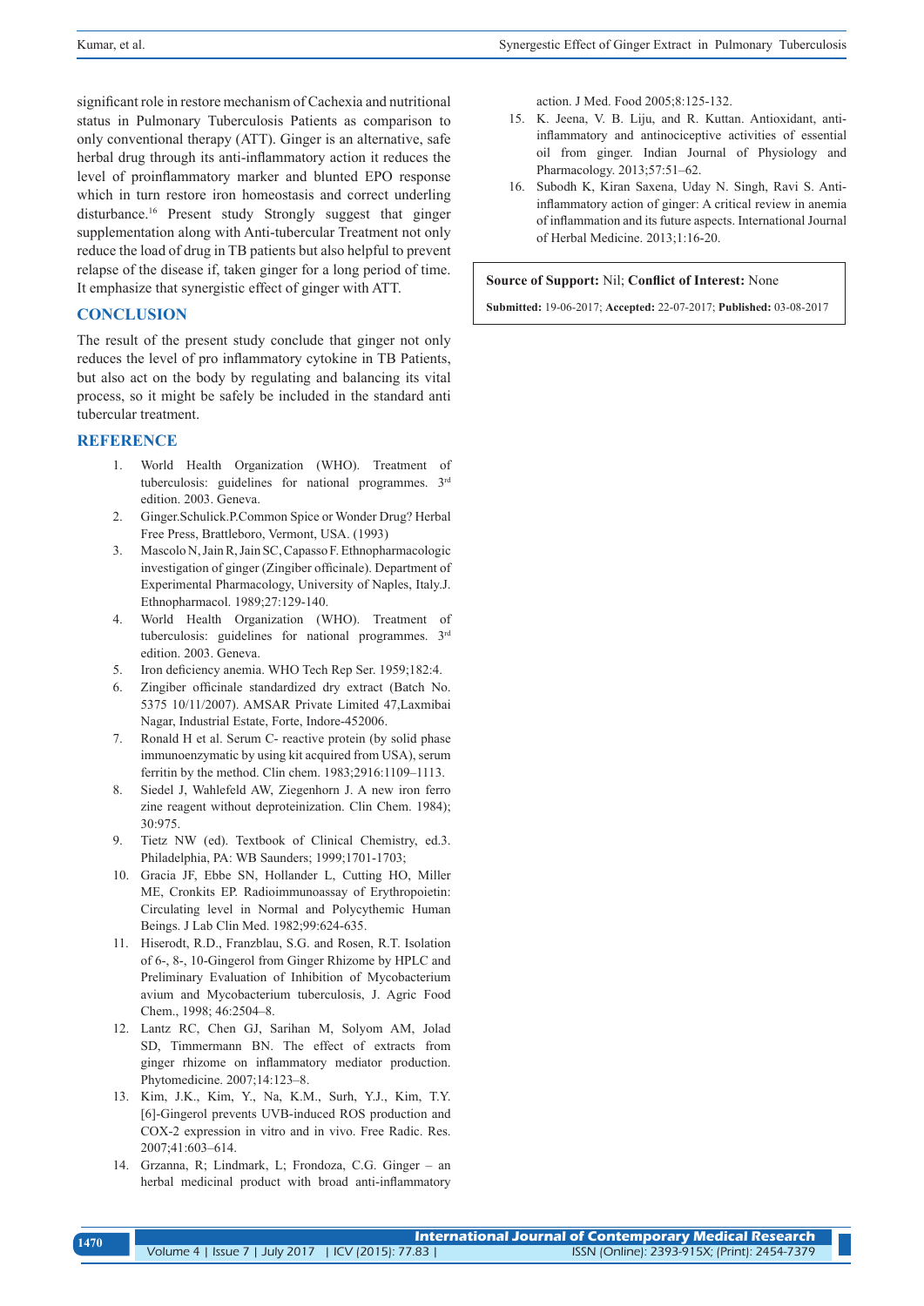significant role in restore mechanism of Cachexia and nutritional status in Pulmonary Tuberculosis Patients as comparison to only conventional therapy (ATT). Ginger is an alternative, safe herbal drug through its anti-inflammatory action it reduces the level of proinflammatory marker and blunted EPO response which in turn restore iron homeostasis and correct underling disturbance.[16] Present study Strongly suggest that ginger supplementation along with Anti-tubercular Treatment not only reduce the load of drug in TB patients but also helpful to prevent relapse of the disease if, taken ginger for a long period of time. It emphasize that synergistic effect of ginger with ATT.

## CONCLUSION

The result of the present study conclude that ginger not only reduces the level of pro inflammatory cytokine in TB Patients, but also act on the body by regulating and balancing its vital process, so it might be safely be included in the standard anti tubercular treatment.

## REFERENCE

1. World Health Organization (WHO). Treatment of tuberculosis: guidelines for national programmes. 3rd edition. 2003. Geneva.
2. Ginger.Schulick.P.Common Spice or Wonder Drug? Herbal Free Press, Brattleboro, Vermont, USA. (1993)
3. Mascolo N, Jain R, Jain SC, Capasso F. Ethnopharmacologic investigation of ginger (Zingiber officinale). Department of Experimental Pharmacology, University of Naples, Italy.J. Ethnopharmacol. 1989;27:129-140.
4. World Health Organization (WHO). Treatment of tuberculosis: guidelines for national programmes. 3rd edition. 2003. Geneva.
5. Iron deficiency anemia. WHO Tech Rep Ser. 1959;182:4.
6. Zingiber officinale standardized dry extract (Batch No. 5375 10/11/2007). AMSAR Private Limited 47,Laxmibai Nagar, Industrial Estate, Forte, Indore-452006.
7. Ronald H et al. Serum C- reactive protein (by solid phase immunoenzymatic by using kit acquired from USA), serum ferritin by the method. Clin chem. 1983;2916:1109–1113.
8. Siedel J, Wahlefeld AW, Ziegenhorn J. A new iron ferro zine reagent without deproteinization. Clin Chem. 1984); 30:975.
9. Tietz NW (ed). Textbook of Clinical Chemistry, ed.3. Philadelphia, PA: WB Saunders; 1999;1701-1703;
10. Gracia JF, Ebbe SN, Hollander L, Cutting HO, Miller ME, Cronkits EP. Radioimmunoassay of Erythropoietin: Circulating level in Normal and Polycythemic Human Beings. J Lab Clin Med. 1982;99:624-635.
11. Hiserodt, R.D., Franzblau, S.G. and Rosen, R.T. Isolation of 6-, 8-, 10-Gingerol from Ginger Rhizome by HPLC and Preliminary Evaluation of Inhibition of Mycobacterium avium and Mycobacterium tuberculosis, J. Agric Food Chem., 1998; 46:2504–8.
12. Lantz RC, Chen GJ, Sarihan M, Solyom AM, Jolad SD, Timmermann BN. The effect of extracts from ginger rhizome on inflammatory mediator production. Phytomedicine. 2007;14:123–8.
13. Kim, J.K., Kim, Y., Na, K.M., Surh, Y.J., Kim, T.Y. [6]-Gingerol prevents UVB-induced ROS production and COX-2 expression in vitro and in vivo. Free Radic. Res. 2007;41:603–614.
14. Grzanna, R; Lindmark, L; Frondoza, C.G. Ginger – an herbal medicinal product with broad anti-inflammatory action. J Med. Food 2005;8:125-132.
15. K. Jeena, V. B. Liju, and R. Kuttan. Antioxidant, anti-inflammatory and antinociceptive activities of essential oil from ginger. Indian Journal of Physiology and Pharmacology. 2013;57:51–62.
16. Subodh K, Kiran Saxena, Uday N. Singh, Ravi S. Anti-inflammatory action of ginger: A critical review in anemia of inflammation and its future aspects. International Journal of Herbal Medicine. 2013;1:16-20.

**Source of Support:** Nil; **Conflict of Interest:** None

**Submitted:** 19-06-2017; **Accepted:** 22-07-2017; **Published:** 03-08-2017